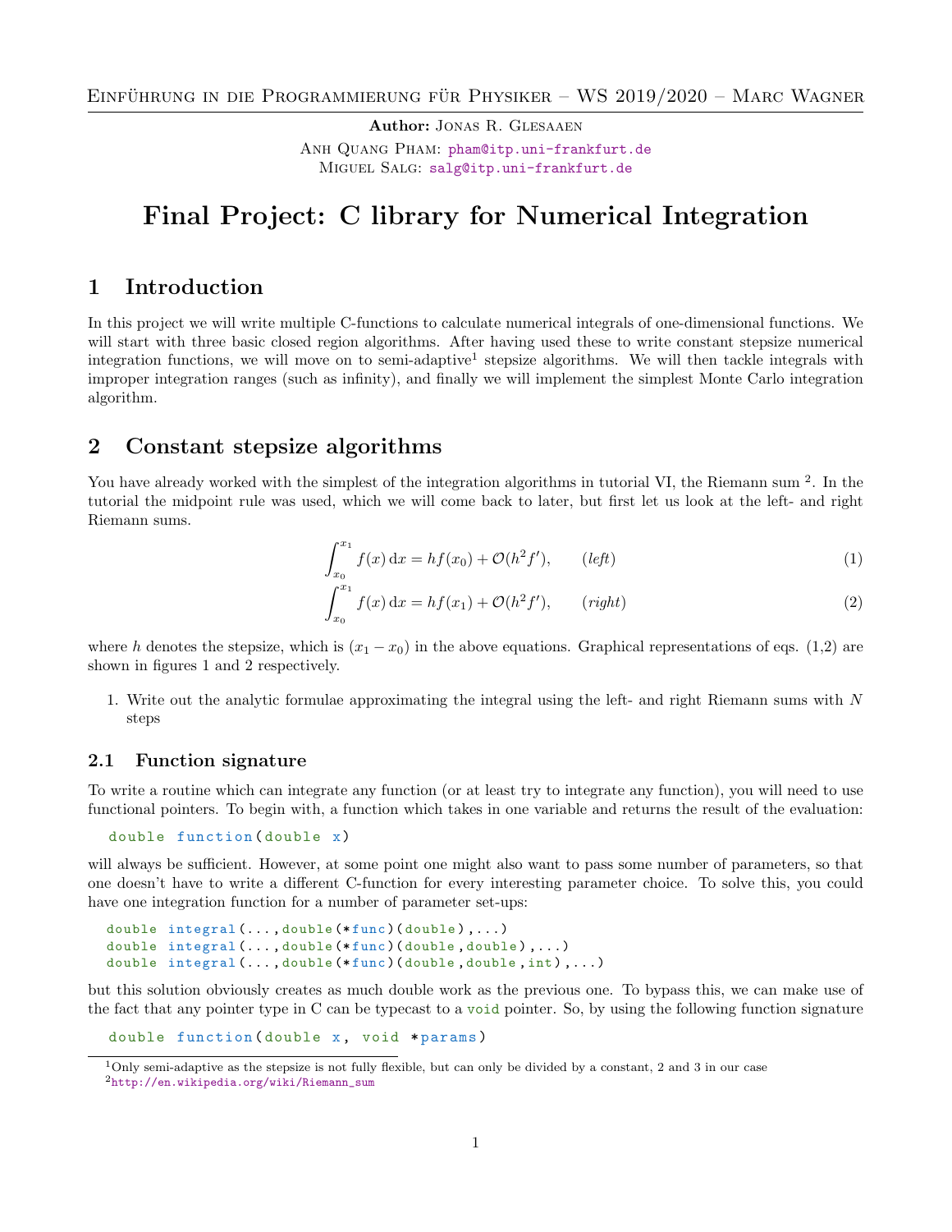Author: Jonas R. Glesaaen

Anh Quang Pham: pham@itp.uni-frankfurt.de
Miguel Salg: salg@itp.uni-frankfurt.de

# Final Project: C library for Numerical Integration

## 1 Introduction

In this project we will write multiple C-functions to calculate numerical integrals of one-dimensional functions. We will start with three basic closed region algorithms. After having used these to write constant stepsize numerical integration functions, we will move on to semi-adaptive[1] stepsize algorithms. We will then tackle integrals with improper integration ranges (such as infinity), and finally we will implement the simplest Monte Carlo integration algorithm.

## 2 Constant stepsize algorithms

You have already worked with the simplest of the integration algorithms in tutorial VI, the Riemann sum [2]. In the tutorial the midpoint rule was used, which we will come back to later, but first let us look at the left- and right Riemann sums.

$$\int_{x_0}^{x_1} f(x)\,\mathrm{d}x = hf(x_0) + \mathcal{O}(h^2 f'), \qquad (\textit{left}) \tag{1}$$

$$\int_{x_0}^{x_1} f(x)\,\mathrm{d}x = hf(x_1) + \mathcal{O}(h^2 f'), \qquad (\textit{right}) \tag{2}$$

where $h$ denotes the stepsize, which is $(x_1 - x_0)$ in the above equations. Graphical representations of eqs. (1,2) are shown in figures 1 and 2 respectively.

1. Write out the analytic formulae approximating the integral using the left- and right Riemann sums with $N$ steps

### 2.1 Function signature

To write a routine which can integrate any function (or at least try to integrate any function), you will need to use functional pointers. To begin with, a function which takes in one variable and returns the result of the evaluation:

```
double function(double x)
```

will always be sufficient. However, at some point one might also want to pass some number of parameters, so that one doesn't have to write a different C-function for every interesting parameter choice. To solve this, you could have one integration function for a number of parameter set-ups:

```
double integral(...,double(*func)(double),...)
double integral(...,double(*func)(double,double),...)
double integral(...,double(*func)(double,double,int),...)
```

but this solution obviously creates as much double work as the previous one. To bypass this, we can make use of the fact that any pointer type in C can be typecast to a `void` pointer. So, by using the following function signature

```
double function(double x, void *params)
```

[1] Only semi-adaptive as the stepsize is not fully flexible, but can only be divided by a constant, 2 and 3 in our case

[2] http://en.wikipedia.org/wiki/Riemann_sum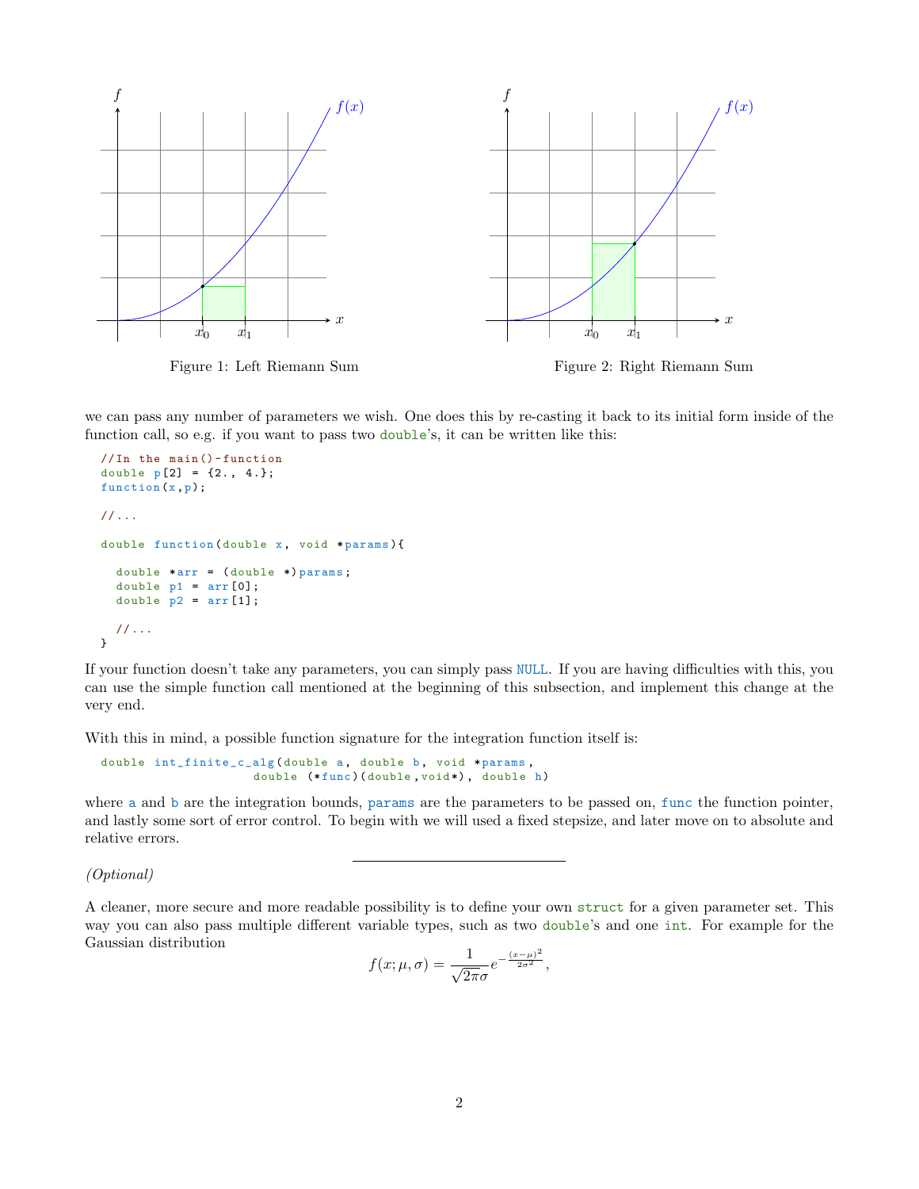Figure 1: Left Riemann Sum

Figure 2: Right Riemann Sum

we can pass any number of parameters we wish. One does this by re-casting it back to its initial form inside of the function call, so e.g. if you want to pass two `double`'s, it can be written like this:

```
//In the main()-function
double p[2] = {2., 4.};
function(x,p);

//...

double function(double x, void *params){

  double *arr = (double *)params;
  double p1 = arr[0];
  double p2 = arr[1];

  //...
}
```

If your function doesn't take any parameters, you can simply pass `NULL`. If you are having difficulties with this, you can use the simple function call mentioned at the beginning of this subsection, and implement this change at the very end.

With this in mind, a possible function signature for the integration function itself is:

```
double int_finite_c_alg(double a, double b, void *params,
                       double (*func)(double,void*), double h)
```

where `a` and `b` are the integration bounds, `params` are the parameters to be passed on, `func` the function pointer, and lastly some sort of error control. To begin with we will used a fixed stepsize, and later move on to absolute and relative errors.

---

*(Optional)*

A cleaner, more secure and more readable possibility is to define your own `struct` for a given parameter set. This way you can also pass multiple different variable types, such as two `double`'s and one `int`. For example for the Gaussian distribution

$$f(x;\mu,\sigma) = \frac{1}{\sqrt{2\pi}\sigma} e^{-\frac{(x-\mu)^2}{2\sigma^2}},$$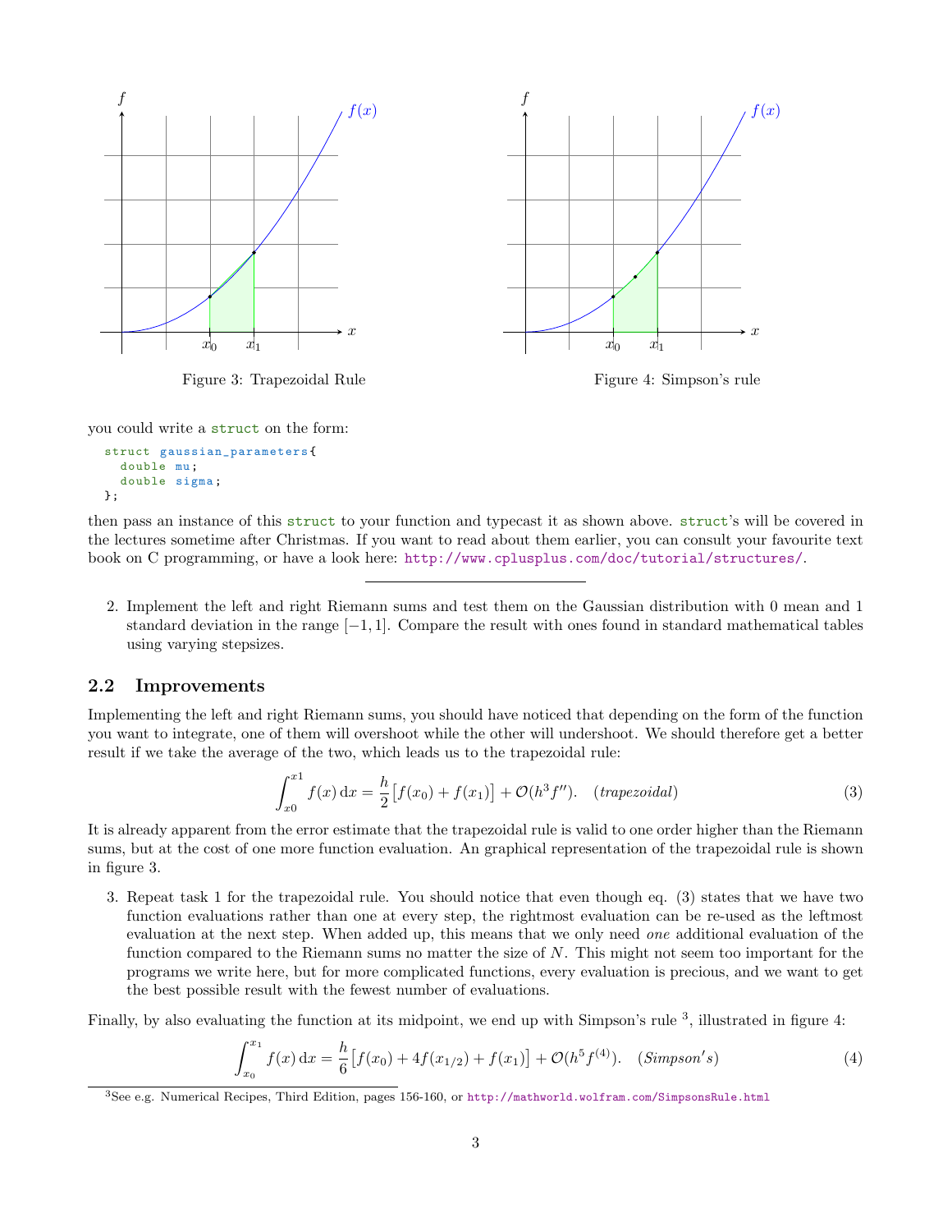Figure 3: Trapezoidal Rule

Figure 4: Simpson's rule

you could write a `struct` on the form:

```
struct gaussian_parameters{
  double mu;
  double sigma;
};
```

then pass an instance of this `struct` to your function and typecast it as shown above. `struct`'s will be covered in the lectures sometime after Christmas. If you want to read about them earlier, you can consult your favourite text book on C programming, or have a look here: http://www.cplusplus.com/doc/tutorial/structures/.

---

2. Implement the left and right Riemann sums and test them on the Gaussian distribution with 0 mean and 1 standard deviation in the range $[-1, 1]$. Compare the result with ones found in standard mathematical tables using varying stepsizes.

### 2.2 Improvements

Implementing the left and right Riemann sums, you should have noticed that depending on the form of the function you want to integrate, one of them will overshoot while the other will undershoot. We should therefore get a better result if we take the average of the two, which leads us to the trapezoidal rule:

$$\int_{x0}^{x1} f(x)\,\mathrm{d}x = \frac{h}{2}\big[f(x_0) + f(x_1)\big] + \mathcal{O}(h^3 f''). \quad (trapezoidal) \tag{3}$$

It is already apparent from the error estimate that the trapezoidal rule is valid to one order higher than the Riemann sums, but at the cost of one more function evaluation. An graphical representation of the trapezoidal rule is shown in figure 3.

3. Repeat task 1 for the trapezoidal rule. You should notice that even though eq. (3) states that we have two function evaluations rather than one at every step, the rightmost evaluation can be re-used as the leftmost evaluation at the next step. When added up, this means that we only need *one* additional evaluation of the function compared to the Riemann sums no matter the size of $N$. This might not seem too important for the programs we write here, but for more complicated functions, every evaluation is precious, and we want to get the best possible result with the fewest number of evaluations.

Finally, by also evaluating the function at its midpoint, we end up with Simpson's rule [3], illustrated in figure 4:

$$\int_{x_0}^{x_1} f(x)\,\mathrm{d}x = \frac{h}{6}\big[f(x_0) + 4f(x_{1/2}) + f(x_1)\big] + \mathcal{O}(h^5 f^{(4)}). \quad (Simpson's) \tag{4}$$

[3] See e.g. Numerical Recipes, Third Edition, pages 156-160, or http://mathworld.wolfram.com/SimpsonsRule.html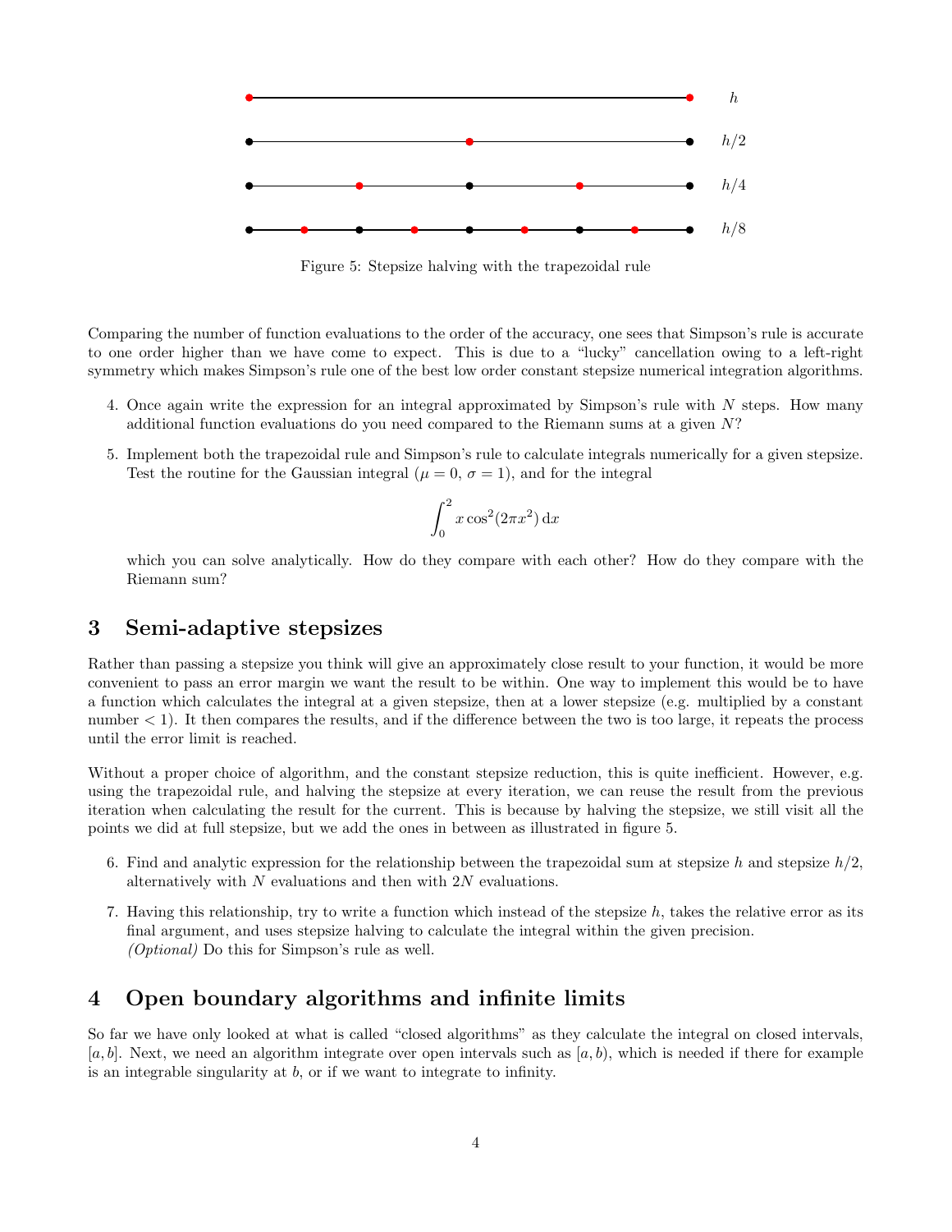Figure 5: Stepsize halving with the trapezoidal rule

Comparing the number of function evaluations to the order of the accuracy, one sees that Simpson's rule is accurate to one order higher than we have come to expect. This is due to a "lucky" cancellation owing to a left-right symmetry which makes Simpson's rule one of the best low order constant stepsize numerical integration algorithms.

4. Once again write the expression for an integral approximated by Simpson's rule with $N$ steps. How many additional function evaluations do you need compared to the Riemann sums at a given $N$?

5. Implement both the trapezoidal rule and Simpson's rule to calculate integrals numerically for a given stepsize. Test the routine for the Gaussian integral ($\mu = 0$, $\sigma = 1$), and for the integral

$$\int_0^2 x \cos^2(2\pi x^2)\,\mathrm{d}x$$

   which you can solve analytically. How do they compare with each other? How do they compare with the Riemann sum?

## 3 Semi-adaptive stepsizes

Rather than passing a stepsize you think will give an approximately close result to your function, it would be more convenient to pass an error margin we want the result to be within. One way to implement this would be to have a function which calculates the integral at a given stepsize, then at a lower stepsize (e.g. multiplied by a constant number $< 1$). It then compares the results, and if the difference between the two is too large, it repeats the process until the error limit is reached.

Without a proper choice of algorithm, and the constant stepsize reduction, this is quite inefficient. However, e.g. using the trapezoidal rule, and halving the stepsize at every iteration, we can reuse the result from the previous iteration when calculating the result for the current. This is because by halving the stepsize, we still visit all the points we did at full stepsize, but we add the ones in between as illustrated in figure 5.

6. Find and analytic expression for the relationship between the trapezoidal sum at stepsize $h$ and stepsize $h/2$, alternatively with $N$ evaluations and then with $2N$ evaluations.

7. Having this relationship, try to write a function which instead of the stepsize $h$, takes the relative error as its final argument, and uses stepsize halving to calculate the integral within the given precision.
   *(Optional)* Do this for Simpson's rule as well.

## 4 Open boundary algorithms and infinite limits

So far we have only looked at what is called "closed algorithms" as they calculate the integral on closed intervals, $[a, b]$. Next, we need an algorithm integrate over open intervals such as $[a, b)$, which is needed if there for example is an integrable singularity at $b$, or if we want to integrate to infinity.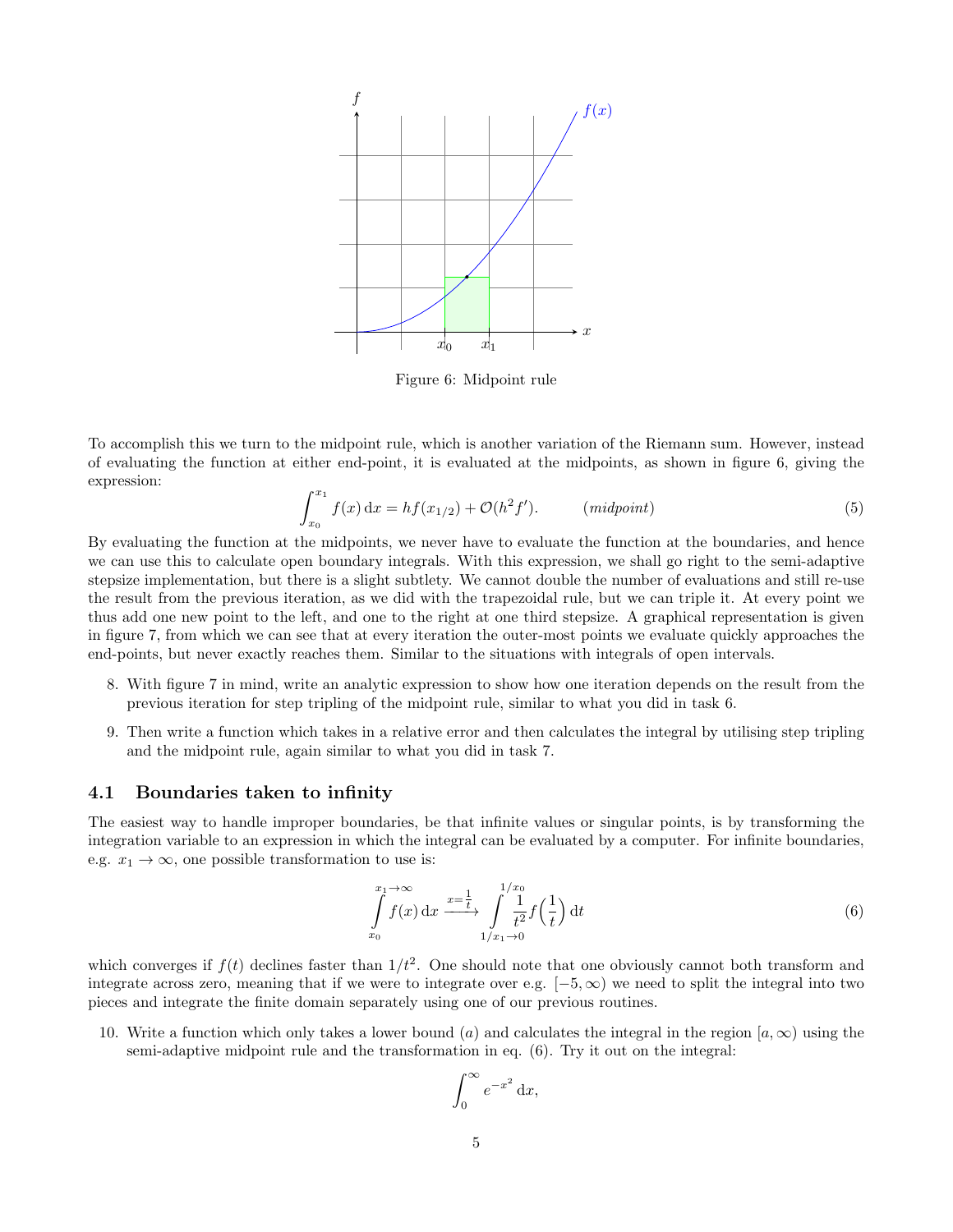Figure 6: Midpoint rule

To accomplish this we turn to the midpoint rule, which is another variation of the Riemann sum. However, instead of evaluating the function at either end-point, it is evaluated at the midpoints, as shown in figure 6, giving the expression:

$$\int_{x_0}^{x_1} f(x)\,\mathrm{d}x = hf(x_{1/2}) + \mathcal{O}(h^2 f'). \qquad (midpoint) \tag{5}$$

By evaluating the function at the midpoints, we never have to evaluate the function at the boundaries, and hence we can use this to calculate open boundary integrals. With this expression, we shall go right to the semi-adaptive stepsize implementation, but there is a slight subtlety. We cannot double the number of evaluations and still re-use the result from the previous iteration, as we did with the trapezoidal rule, but we can triple it. At every point we thus add one new point to the left, and one to the right at one third stepsize. A graphical representation is given in figure 7, from which we can see that at every iteration the outer-most points we evaluate quickly approaches the end-points, but never exactly reaches them. Similar to the situations with integrals of open intervals.

8. With figure 7 in mind, write an analytic expression to show how one iteration depends on the result from the previous iteration for step tripling of the midpoint rule, similar to what you did in task 6.
9. Then write a function which takes in a relative error and then calculates the integral by utilising step tripling and the midpoint rule, again similar to what you did in task 7.

## 4.1 Boundaries taken to infinity

The easiest way to handle improper boundaries, be that infinite values or singular points, is by transforming the integration variable to an expression in which the integral can be evaluated by a computer. For infinite boundaries, e.g. $x_1 \to \infty$, one possible transformation to use is:

$$\int_{x_0}^{x_1 \to \infty} f(x)\,\mathrm{d}x \xrightarrow{x=\frac{1}{t}} \int_{1/x_1 \to 0}^{1/x_0} \frac{1}{t^2} f\Big(\frac{1}{t}\Big)\,\mathrm{d}t \tag{6}$$

which converges if $f(t)$ declines faster than $1/t^2$. One should note that one obviously cannot both transform and integrate across zero, meaning that if we were to integrate over e.g. $[-5, \infty)$ we need to split the integral into two pieces and integrate the finite domain separately using one of our previous routines.

10. Write a function which only takes a lower bound ($a$) and calculates the integral in the region $[a, \infty)$ using the semi-adaptive midpoint rule and the transformation in eq. (6). Try it out on the integral:

$$\int_0^\infty e^{-x^2}\,\mathrm{d}x,$$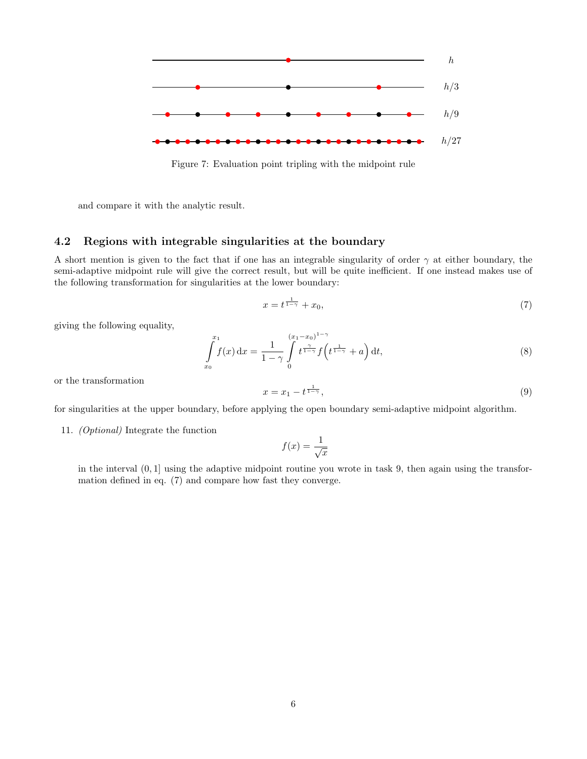Figure 7: Evaluation point tripling with the midpoint rule

and compare it with the analytic result.

### 4.2 Regions with integrable singularities at the boundary

A short mention is given to the fact that if one has an integrable singularity of order $\gamma$ at either boundary, the semi-adaptive midpoint rule will give the correct result, but will be quite inefficient. If one instead makes use of the following transformation for singularities at the lower boundary:

$$x = t^{\frac{1}{1-\gamma}} + x_0, \tag{7}$$

giving the following equality,

$$\int_{x_0}^{x_1} f(x)\,\mathrm{d}x = \frac{1}{1-\gamma} \int_{0}^{(x_1-x_0)^{1-\gamma}} t^{\frac{\gamma}{1-\gamma}} f\left(t^{\frac{1}{1-\gamma}} + a\right) \mathrm{d}t, \tag{8}$$

or the transformation

$$x = x_1 - t^{\frac{1}{1-\gamma}}, \tag{9}$$

for singularities at the upper boundary, before applying the open boundary semi-adaptive midpoint algorithm.

11. *(Optional)* Integrate the function

$$f(x) = \frac{1}{\sqrt{x}}$$

in the interval $(0, 1]$ using the adaptive midpoint routine you wrote in task 9, then again using the transformation defined in eq. (7) and compare how fast they converge.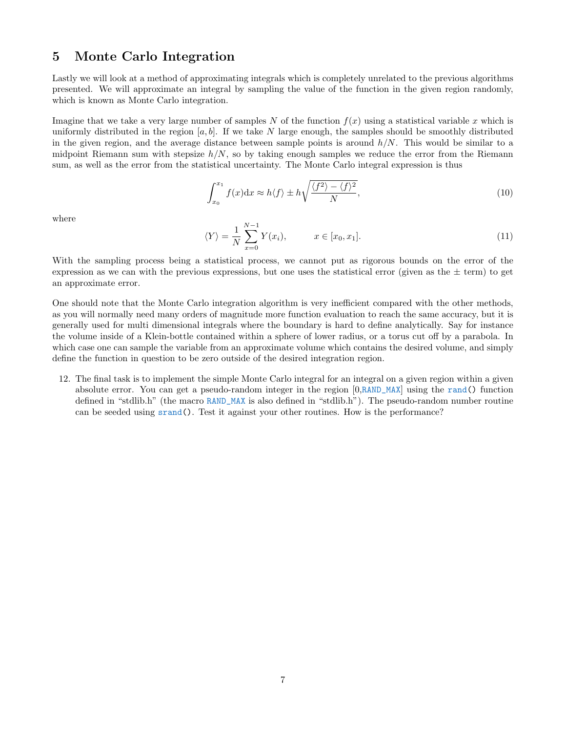## 5 Monte Carlo Integration

Lastly we will look at a method of approximating integrals which is completely unrelated to the previous algorithms presented. We will approximate an integral by sampling the value of the function in the given region randomly, which is known as Monte Carlo integration.

Imagine that we take a very large number of samples $N$ of the function $f(x)$ using a statistical variable $x$ which is uniformly distributed in the region $[a, b]$. If we take $N$ large enough, the samples should be smoothly distributed in the given region, and the average distance between sample points is around $h/N$. This would be similar to a midpoint Riemann sum with stepsize $h/N$, so by taking enough samples we reduce the error from the Riemann sum, as well as the error from the statistical uncertainty. The Monte Carlo integral expression is thus

$$\int_{x_0}^{x_1} f(x)\mathrm{d}x \approx h\langle f\rangle \pm h\sqrt{\frac{\langle f^2\rangle - \langle f\rangle^2}{N}}, \tag{10}$$

where

$$\langle Y\rangle = \frac{1}{N}\sum_{x=0}^{N-1} Y(x_i), \qquad x \in [x_0, x_1]. \tag{11}$$

With the sampling process being a statistical process, we cannot put as rigorous bounds on the error of the expression as we can with the previous expressions, but one uses the statistical error (given as the $\pm$ term) to get an approximate error.

One should note that the Monte Carlo integration algorithm is very inefficient compared with the other methods, as you will normally need many orders of magnitude more function evaluation to reach the same accuracy, but it is generally used for multi dimensional integrals where the boundary is hard to define analytically. Say for instance the volume inside of a Klein-bottle contained within a sphere of lower radius, or a torus cut off by a parabola. In which case one can sample the variable from an approximate volume which contains the desired volume, and simply define the function in question to be zero outside of the desired integration region.

12. The final task is to implement the simple Monte Carlo integral for an integral on a given region within a given absolute error. You can get a pseudo-random integer in the region [0,`RAND_MAX`] using the `rand()` function defined in "stdlib.h" (the macro `RAND_MAX` is also defined in "stdlib.h"). The pseudo-random number routine can be seeded using `srand()`. Test it against your other routines. How is the performance?